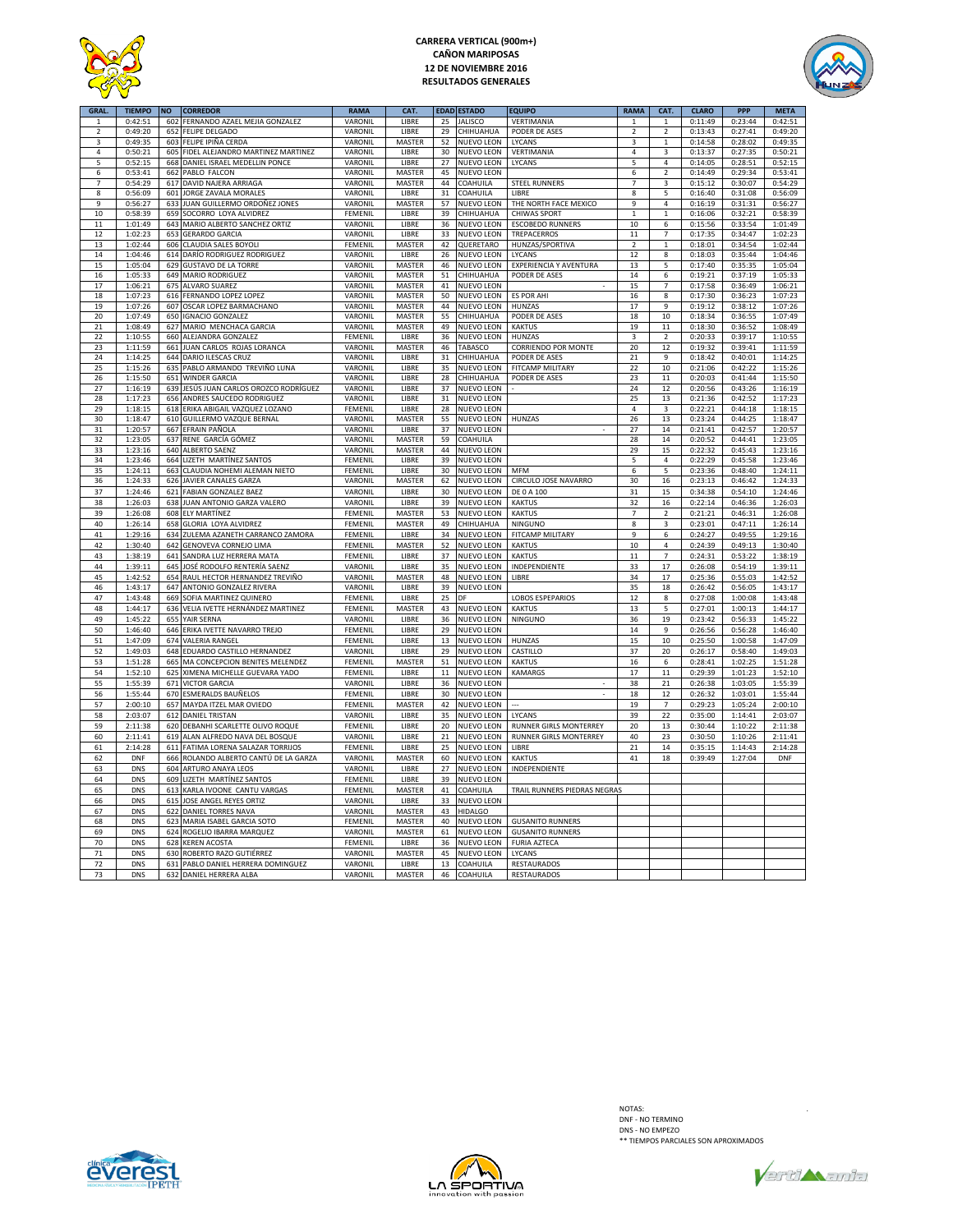# CARRERA VERTICAL (900m+)
## CAÑON MARIPOSAS
## 12 DE NOVIEMBRE 2016
## RESULTADOS GENERALES

| GRAL. | TIEMPO | NO | CORREDOR | RAMA | CAT. | EDAD | ESTADO | EQUIPO | RAMA | CAT. | CLARO | PPP | META |
|---|---|---|---|---|---|---|---|---|---|---|---|---|---|
| 1 | 0:42:51 | 602 | FERNANDO AZAEL MEJIA GONZALEZ | VARONIL | LIBRE | 25 | JALISCO | VERTIMANIA | 1 | 1 | 0:11:49 | 0:23:44 | 0:42:51 |
| 2 | 0:49:20 | 652 | FELIPE DELGADO | VARONIL | LIBRE | 29 | CHIHUAHUA | PODER DE ASES | 2 | 2 | 0:13:43 | 0:27:41 | 0:49:20 |
| 3 | 0:49:35 | 603 | FELIPE IPIÑA CERDA | VARONIL | MASTER | 52 | NUEVO LEON | LYCANS | 3 | 1 | 0:14:58 | 0:28:02 | 0:49:35 |
| 4 | 0:50:21 | 605 | FIDEL ALEJANDRO MARTINEZ MARTINEZ | VARONIL | LIBRE | 30 | NUEVO LEON | VERTIMANIA | 4 | 3 | 0:13:37 | 0:27:35 | 0:50:21 |
| 5 | 0:52:15 | 668 | DANIEL ISRAEL MEDELLIN PONCE | VARONIL | LIBRE | 27 | NUEVO LEON | LYCANS | 5 | 4 | 0:14:05 | 0:28:51 | 0:52:15 |
| 6 | 0:53:41 | 662 | PABLO FALCON | VARONIL | MASTER | 45 | NUEVO LEON | | 6 | 2 | 0:14:49 | 0:29:34 | 0:53:41 |
| 7 | 0:54:29 | 617 | DAVID NAJERA ARRIAGA | VARONIL | MASTER | 44 | COAHUILA | STEEL RUNNERS | 7 | 3 | 0:15:12 | 0:30:07 | 0:54:29 |
| 8 | 0:56:09 | 601 | JORGE ZAVALA MORALES | VARONIL | LIBRE | 31 | COAHUILA | LIBRE | 8 | 5 | 0:16:40 | 0:31:08 | 0:56:09 |
| 9 | 0:56:27 | 633 | JUAN GUILLERMO ORDOÑEZ JONES | VARONIL | MASTER | 57 | NUEVO LEON | THE NORTH FACE MEXICO | 9 | 4 | 0:16:19 | 0:31:31 | 0:56:27 |
| 10 | 0:58:39 | 659 | SOCORRO LOYA ALVIDREZ | FEMENIL | LIBRE | 39 | CHIHUAHUA | CHIWAS SPORT | 1 | 1 | 0:16:06 | 0:32:21 | 0:58:39 |
| 11 | 1:01:49 | 643 | MARIO ALBERTO SANCHEZ ORTIZ | VARONIL | LIBRE | 36 | NUEVO LEON | ESCOBEDO RUNNERS | 10 | 6 | 0:15:56 | 0:33:54 | 1:01:49 |
| 12 | 1:02:23 | 653 | GERARDO GARCIA | VARONIL | LIBRE | 33 | NUEVO LEON | TREPACERROS | 11 | 7 | 0:17:35 | 0:34:47 | 1:02:23 |
| 13 | 1:02:44 | 606 | CLAUDIA SALES BOYOLI | FEMENIL | MASTER | 42 | QUERETARO | HUNZAS/SPORTIVA | 2 | 1 | 0:18:01 | 0:34:54 | 1:02:44 |
| 14 | 1:04:46 | 614 | DARÍO RODRIGUEZ RODRIGUEZ | VARONIL | LIBRE | 26 | NUEVO LEON | LYCANS | 12 | 8 | 0:18:03 | 0:35:44 | 1:04:46 |
| 15 | 1:05:04 | 629 | GUSTAVO DE LA TORRE | VARONIL | MASTER | 46 | NUEVO LEON | EXPERIENCIA Y AVENTURA | 13 | 5 | 0:17:40 | 0:35:35 | 1:05:04 |
| 16 | 1:05:33 | 649 | MARIO RODRIGUEZ | VARONIL | MASTER | 51 | CHIHUAHUA | PODER DE ASES | 14 | 6 | 0:19:21 | 0:37:19 | 1:05:33 |
| 17 | 1:06:21 | 675 | ALVARO SUAREZ | VARONIL | MASTER | 41 | NUEVO LEON | - | 15 | 7 | 0:17:58 | 0:36:49 | 1:06:21 |
| 18 | 1:07:23 | 616 | FERNANDO LOPEZ LOPEZ | VARONIL | MASTER | 50 | NUEVO LEON | ES POR AHI | 16 | 8 | 0:17:30 | 0:36:23 | 1:07:23 |
| 19 | 1:07:26 | 607 | OSCAR LOPEZ BARMACHANO | VARONIL | MASTER | 44 | NUEVO LEON | HUNZAS | 17 | 9 | 0:19:12 | 0:38:12 | 1:07:26 |
| 20 | 1:07:49 | 650 | IGNACIO GONZALEZ | VARONIL | MASTER | 55 | CHIHUAHUA | PODER DE ASES | 18 | 10 | 0:18:34 | 0:36:55 | 1:07:49 |
| 21 | 1:08:49 | 627 | MARIO MENCHACA GARCIA | VARONIL | MASTER | 49 | NUEVO LEON | KAKTUS | 19 | 11 | 0:18:30 | 0:36:52 | 1:08:49 |
| 22 | 1:10:55 | 660 | ALEJANDRA GONZALEZ | FEMENIL | LIBRE | 36 | NUEVO LEON | HUNZAS | 3 | 2 | 0:20:33 | 0:39:17 | 1:10:55 |
| 23 | 1:11:59 | 661 | JUAN CARLOS ROJAS LORANCA | VARONIL | MASTER | 46 | TABASCO | CORRIENDO POR MONTE | 20 | 12 | 0:19:32 | 0:39:41 | 1:11:59 |
| 24 | 1:14:25 | 644 | DARIO ILESCAS CRUZ | VARONIL | LIBRE | 31 | CHIHUAHUA | PODER DE ASES | 21 | 9 | 0:18:42 | 0:40:01 | 1:14:25 |
| 25 | 1:15:26 | 635 | PABLO ARMANDO TREVIÑO LUNA | VARONIL | LIBRE | 35 | NUEVO LEON | FITCAMP MILITARY | 22 | 10 | 0:21:06 | 0:42:22 | 1:15:26 |
| 26 | 1:15:50 | 651 | WINDER GARCIA | VARONIL | LIBRE | 28 | CHIHUAHUA | PODER DE ASES | 23 | 11 | 0:20:03 | 0:41:44 | 1:15:50 |
| 27 | 1:16:19 | 639 | JESÚS JUAN CARLOS OROZCO RODRÍGUEZ | VARONIL | LIBRE | 37 | NUEVO LEON | - | 24 | 12 | 0:20:56 | 0:43:26 | 1:16:19 |
| 28 | 1:17:23 | 656 | ANDRES SAUCEDO RODRIGUEZ | VARONIL | LIBRE | 31 | NUEVO LEON | | 25 | 13 | 0:21:36 | 0:42:52 | 1:17:23 |
| 29 | 1:18:15 | 618 | ERIKA ABIGAIL VAZQUEZ LOZANO | FEMENIL | LIBRE | 28 | NUEVO LEON | | 4 | 3 | 0:22:21 | 0:44:18 | 1:18:15 |
| 30 | 1:18:47 | 610 | GUILLERMO VAZQUE BERNAL | VARONIL | MASTER | 55 | NUEVO LEON | HUNZAS | 26 | 13 | 0:23:24 | 0:44:25 | 1:18:47 |
| 31 | 1:20:57 | 667 | EFRAIN PAÑOLA | VARONIL | LIBRE | 37 | NUEVO LEON | - | 27 | 14 | 0:21:41 | 0:42:57 | 1:20:57 |
| 32 | 1:23:05 | 637 | RENE GARCÍA GÓMEZ | VARONIL | MASTER | 59 | COAHUILA | | 28 | 14 | 0:20:52 | 0:44:41 | 1:23:05 |
| 33 | 1:23:16 | 640 | ALBERTO SAENZ | VARONIL | MASTER | 44 | NUEVO LEON | | 29 | 15 | 0:22:32 | 0:45:43 | 1:23:16 |
| 34 | 1:23:46 | 664 | LIZETH MARTÍNEZ SANTOS | FEMENIL | LIBRE | 39 | NUEVO LEON | | 5 | 4 | 0:22:29 | 0:45:58 | 1:23:46 |
| 35 | 1:24:11 | 663 | CLAUDIA NOHEMI ALEMAN NIETO | FEMENIL | LIBRE | 30 | NUEVO LEON | MFM | 6 | 5 | 0:23:36 | 0:48:40 | 1:24:11 |
| 36 | 1:24:33 | 626 | JAVIER CANALES GARZA | VARONIL | MASTER | 62 | NUEVO LEON | CIRCULO JOSE NAVARRO | 30 | 16 | 0:23:13 | 0:46:42 | 1:24:33 |
| 37 | 1:24:46 | 621 | FABIAN GONZALEZ BAEZ | VARONIL | LIBRE | 30 | NUEVO LEON | DE 0 A 100 | 31 | 15 | 0:34:38 | 0:54:10 | 1:24:46 |
| 38 | 1:26:03 | 638 | JUAN ANTONIO GARZA VALERO | VARONIL | LIBRE | 39 | NUEVO LEON | KAKTUS | 32 | 16 | 0:22:14 | 0:46:36 | 1:26:03 |
| 39 | 1:26:08 | 608 | ELY MARTÍNEZ | FEMENIL | MASTER | 53 | NUEVO LEON | KAKTUS | 7 | 2 | 0:21:21 | 0:46:31 | 1:26:08 |
| 40 | 1:26:14 | 658 | GLORIA LOYA ALVIDREZ | FEMENIL | MASTER | 49 | CHIHUAHUA | NINGUNO | 8 | 3 | 0:23:01 | 0:47:11 | 1:26:14 |
| 41 | 1:29:16 | 634 | ZULEMA AZANETH CARRANCO ZAMORA | FEMENIL | LIBRE | 34 | NUEVO LEON | FITCAMP MILITARY | 9 | 6 | 0:24:27 | 0:49:55 | 1:29:16 |
| 42 | 1:30:40 | 642 | GENOVEVA CORNEJO LIMA | FEMENIL | MASTER | 52 | NUEVO LEON | KAKTUS | 10 | 4 | 0:24:39 | 0:49:13 | 1:30:40 |
| 43 | 1:38:19 | 641 | SANDRA LUZ HERRERA MATA | FEMENIL | LIBRE | 37 | NUEVO LEON | KAKTUS | 11 | 7 | 0:24:31 | 0:53:22 | 1:38:19 |
| 44 | 1:39:11 | 645 | JOSÉ RODOLFO RENTERÍA SAENZ | VARONIL | LIBRE | 35 | NUEVO LEON | INDEPENDIENTE | 33 | 17 | 0:26:08 | 0:54:19 | 1:39:11 |
| 45 | 1:42:52 | 654 | RAUL HECTOR HERNANDEZ TREVIÑO | VARONIL | MASTER | 48 | NUEVO LEON | LIBRE | 34 | 17 | 0:25:36 | 0:55:03 | 1:42:52 |
| 46 | 1:43:17 | 647 | ANTONIO GONZALEZ RIVERA | VARONIL | LIBRE | 39 | NUEVO LEON | | 35 | 18 | 0:26:42 | 0:56:05 | 1:43:17 |
| 47 | 1:43:48 | 669 | SOFIA MARTINEZ QUINERO | FEMENIL | LIBRE | 25 | DF | LOBOS ESPEPARIOS | 12 | 8 | 0:27:08 | 1:00:08 | 1:43:48 |
| 48 | 1:44:17 | 636 | VELIA IVETTE HERNÁNDEZ MARTINEZ | FEMENIL | MASTER | 43 | NUEVO LEON | KAKTUS | 13 | 5 | 0:27:01 | 1:00:13 | 1:44:17 |
| 49 | 1:45:22 | 655 | YAIR SERNA | VARONIL | LIBRE | 36 | NUEVO LEON | NINGUNO | 36 | 19 | 0:23:42 | 0:56:33 | 1:45:22 |
| 50 | 1:46:40 | 646 | ERIKA IVETTE NAVARRO TREJO | FEMENIL | LIBRE | 29 | NUEVO LEON | | 14 | 9 | 0:26:56 | 0:56:28 | 1:46:40 |
| 51 | 1:47:09 | 674 | VALERIA RANGEL | FEMENIL | LIBRE | 13 | NUEVO LEON | HUNZAS | 15 | 10 | 0:25:50 | 1:00:58 | 1:47:09 |
| 52 | 1:49:03 | 648 | EDUARDO CASTILLO HERNANDEZ | VARONIL | LIBRE | 29 | NUEVO LEON | CASTILLO | 37 | 20 | 0:26:17 | 0:58:40 | 1:49:03 |
| 53 | 1:51:28 | 665 | MA CONCEPCION BENITES MELENDEZ | FEMENIL | MASTER | 51 | NUEVO LEON | KAKTUS | 16 | 6 | 0:28:41 | 1:02:25 | 1:51:28 |
| 54 | 1:52:10 | 625 | XIMENA MICHELLE GUEVARA YADO | FEMENIL | LIBRE | 11 | NUEVO LEON | KAMARGS | 17 | 11 | 0:29:39 | 1:01:23 | 1:52:10 |
| 55 | 1:55:39 | 671 | VICTOR GARCIA | VARONIL | LIBRE | 36 | NUEVO LEON | - | 38 | 21 | 0:26:38 | 1:03:05 | 1:55:39 |
| 56 | 1:55:44 | 670 | ESMERALDS BAUÑELOS | FEMENIL | LIBRE | 30 | NUEVO LEON | - | 18 | 12 | 0:26:32 | 1:03:01 | 1:55:44 |
| 57 | 2:00:10 | 657 | MAYDA ITZEL MAR OVIEDO | FEMENIL | MASTER | 42 | NUEVO LEON | --- | 19 | 7 | 0:29:23 | 1:05:24 | 2:00:10 |
| 58 | 2:03:07 | 612 | DANIEL TRISTAN | VARONIL | LIBRE | 35 | NUEVO LEON | LYCANS | 39 | 22 | 0:35:00 | 1:14:41 | 2:03:07 |
| 59 | 2:11:38 | 620 | DEBANHI SCARLETTE OLIVO ROQUE | FEMENIL | LIBRE | 20 | NUEVO LEON | RUNNER GIRLS MONTERREY | 20 | 13 | 0:30:44 | 1:10:22 | 2:11:38 |
| 60 | 2:11:41 | 619 | ALAN ALFREDO NAVA DEL BOSQUE | VARONIL | LIBRE | 21 | NUEVO LEON | RUNNER GIRLS MONTERREY | 40 | 23 | 0:30:50 | 1:10:26 | 2:11:41 |
| 61 | 2:14:28 | 611 | FATIMA LORENA SALAZAR TORRIJOS | FEMENIL | LIBRE | 25 | NUEVO LEON | LIBRE | 21 | 14 | 0:35:15 | 1:14:43 | 2:14:28 |
| 62 | DNF | 666 | ROLANDO ALBERTO CANTÚ DE LA GARZA | VARONIL | MASTER | 60 | NUEVO LEON | KAKTUS | 41 | 18 | 0:39:49 | 1:27:04 | DNF |
| 63 | DNS | 604 | ARTURO ANAYA LEOS | VARONIL | LIBRE | 27 | NUEVO LEON | INDEPENDIENTE | | | | | |
| 64 | DNS | 609 | LIZETH MARTÍNEZ SANTOS | FEMENIL | LIBRE | 39 | NUEVO LEON | | | | | | |
| 65 | DNS | 613 | KARLA IVOONE CANTU VARGAS | FEMENIL | MASTER | 41 | COAHUILA | TRAIL RUNNERS PIEDRAS NEGRAS | | | | | |
| 66 | DNS | 615 | JOSE ANGEL REYES ORTIZ | VARONIL | LIBRE | 33 | NUEVO LEON | | | | | | |
| 67 | DNS | 622 | DANIEL TORRES NAVA | VARONIL | MASTER | 43 | HIDALGO | | | | | | |
| 68 | DNS | 623 | MARIA ISABEL GARCIA SOTO | FEMENIL | MASTER | 40 | NUEVO LEON | GUSANITO RUNNERS | | | | | |
| 69 | DNS | 624 | ROGELIO IBARRA MARQUEZ | VARONIL | MASTER | 61 | NUEVO LEON | GUSANITO RUNNERS | | | | | |
| 70 | DNS | 628 | KEREN ACOSTA | FEMENIL | LIBRE | 36 | NUEVO LEON | FURIA AZTECA | | | | | |
| 71 | DNS | 630 | ROBERTO RAZO GUTIÉRREZ | VARONIL | MASTER | 45 | NUEVO LEON | LYCANS | | | | | |
| 72 | DNS | 631 | PABLO DANIEL HERRERA DOMINGUEZ | VARONIL | LIBRE | 13 | COAHUILA | RESTAURADOS | | | | | |
| 73 | DNS | 632 | DANIEL HERRERA ALBA | VARONIL | MASTER | 46 | COAHUILA | RESTAURADOS | | | | | |

NOTAS:
DNF - NO TERMINO
DNS - NO EMPEZO
** TIEMPOS PARCIALES SON APROXIMADOS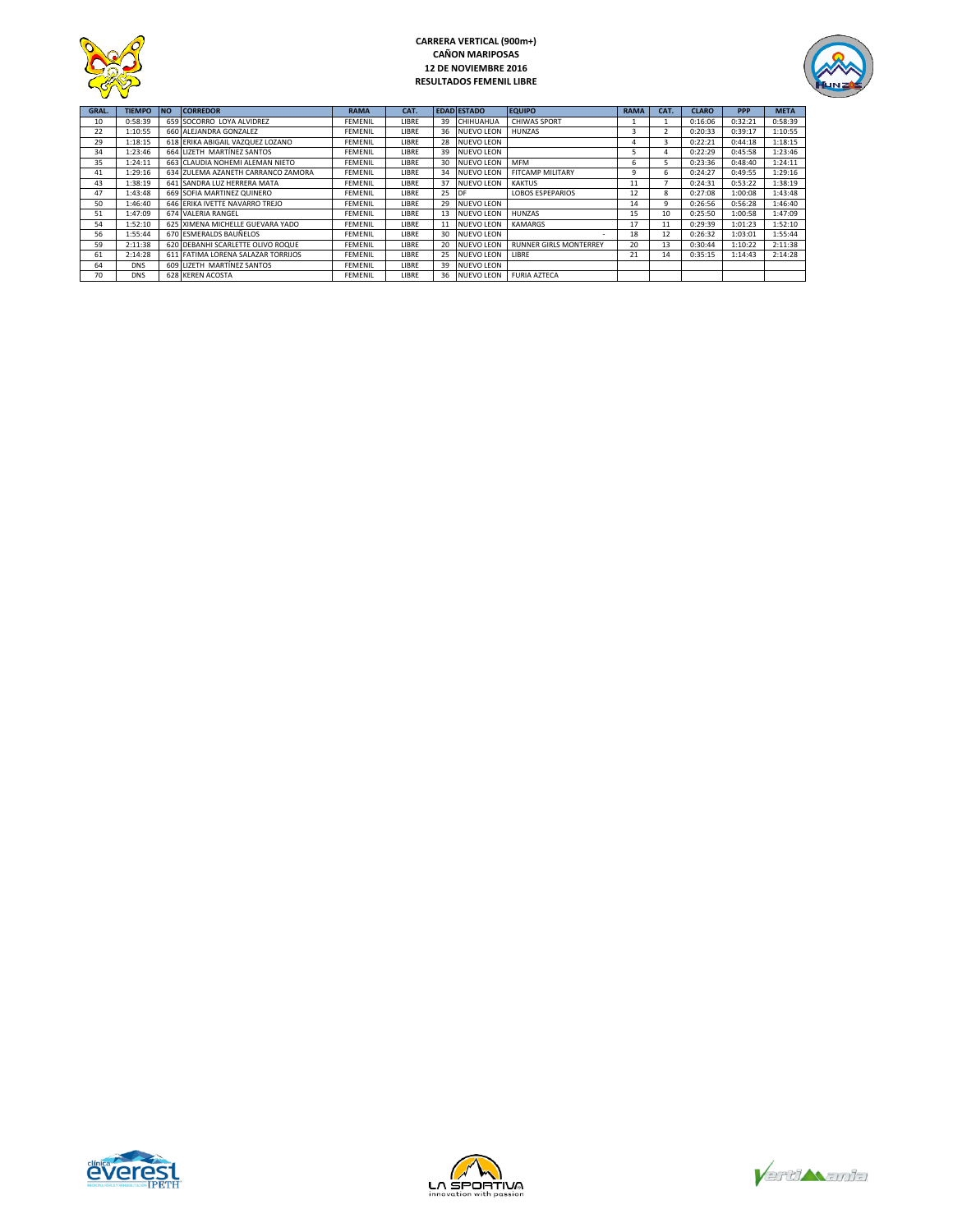**CARRERA VERTICAL (900m+)**
**CAÑON MARIPOSAS**
**12 DE NOVIEMBRE 2016**
**RESULTADOS FEMENIL LIBRE**

| GRAL. | TIEMPO | NO | CORREDOR | RAMA | CAT. | EDAD | ESTADO | EQUIPO | RAMA | CAT. | CLARO | PPP | META |
|---|---|---|---|---|---|---|---|---|---|---|---|---|---|
| 10 | 0:58:39 | 659 | SOCORRO LOYA ALVIDREZ | FEMENIL | LIBRE | 39 | CHIHUAHUA | CHIWAS SPORT | 1 | 1 | 0:16:06 | 0:32:21 | 0:58:39 |
| 22 | 1:10:55 | 660 | ALEJANDRA GONZALEZ | FEMENIL | LIBRE | 36 | NUEVO LEON | HUNZAS | 3 | 2 | 0:20:33 | 0:39:17 | 1:10:55 |
| 29 | 1:18:15 | 618 | ERIKA ABIGAIL VAZQUEZ LOZANO | FEMENIL | LIBRE | 28 | NUEVO LEON | | 4 | 3 | 0:22:21 | 0:44:18 | 1:18:15 |
| 34 | 1:23:46 | 664 | LIZETH MARTÍNEZ SANTOS | FEMENIL | LIBRE | 39 | NUEVO LEON | | 5 | 4 | 0:22:29 | 0:45:58 | 1:23:46 |
| 35 | 1:24:11 | 663 | CLAUDIA NOHEMI ALEMAN NIETO | FEMENIL | LIBRE | 30 | NUEVO LEON | MFM | 6 | 5 | 0:23:36 | 0:48:40 | 1:24:11 |
| 41 | 1:29:16 | 634 | ZULEMA AZANETH CARRANCO ZAMORA | FEMENIL | LIBRE | 34 | NUEVO LEON | FITCAMP MILITARY | 9 | 6 | 0:24:27 | 0:49:55 | 1:29:16 |
| 43 | 1:38:19 | 641 | SANDRA LUZ HERRERA MATA | FEMENIL | LIBRE | 37 | NUEVO LEON | KAKTUS | 11 | 7 | 0:24:31 | 0:53:22 | 1:38:19 |
| 47 | 1:43:48 | 669 | SOFIA MARTINEZ QUINERO | FEMENIL | LIBRE | 25 | DF | LOBOS ESPEPARIOS | 12 | 8 | 0:27:08 | 1:00:08 | 1:43:48 |
| 50 | 1:46:40 | 646 | ERIKA IVETTE NAVARRO TREJO | FEMENIL | LIBRE | 29 | NUEVO LEON | | 14 | 9 | 0:26:56 | 0:56:28 | 1:46:40 |
| 51 | 1:47:09 | 674 | VALERIA RANGEL | FEMENIL | LIBRE | 13 | NUEVO LEON | HUNZAS | 15 | 10 | 0:25:50 | 1:00:58 | 1:47:09 |
| 54 | 1:52:10 | 625 | XIMENA MICHELLE GUEVARA YADO | FEMENIL | LIBRE | 11 | NUEVO LEON | KAMARGS | 17 | 11 | 0:29:39 | 1:01:23 | 1:52:10 |
| 56 | 1:55:44 | 670 | ESMERALDS BAUÑELOS | FEMENIL | LIBRE | 30 | NUEVO LEON | - | 18 | 12 | 0:26:32 | 1:03:01 | 1:55:44 |
| 59 | 2:11:38 | 620 | DEBANHI SCARLETTE OLIVO ROQUE | FEMENIL | LIBRE | 20 | NUEVO LEON | RUNNER GIRLS MONTERREY | 20 | 13 | 0:30:44 | 1:10:22 | 2:11:38 |
| 61 | 2:14:28 | 611 | FATIMA LORENA SALAZAR TORRIJOS | FEMENIL | LIBRE | 25 | NUEVO LEON | LIBRE | 21 | 14 | 0:35:15 | 1:14:43 | 2:14:28 |
| 64 | DNS | 609 | LIZETH MARTÍNEZ SANTOS | FEMENIL | LIBRE | 39 | NUEVO LEON | | | | | | |
| 70 | DNS | 628 | KEREN ACOSTA | FEMENIL | LIBRE | 36 | NUEVO LEON | FURIA AZTECA | | | | | |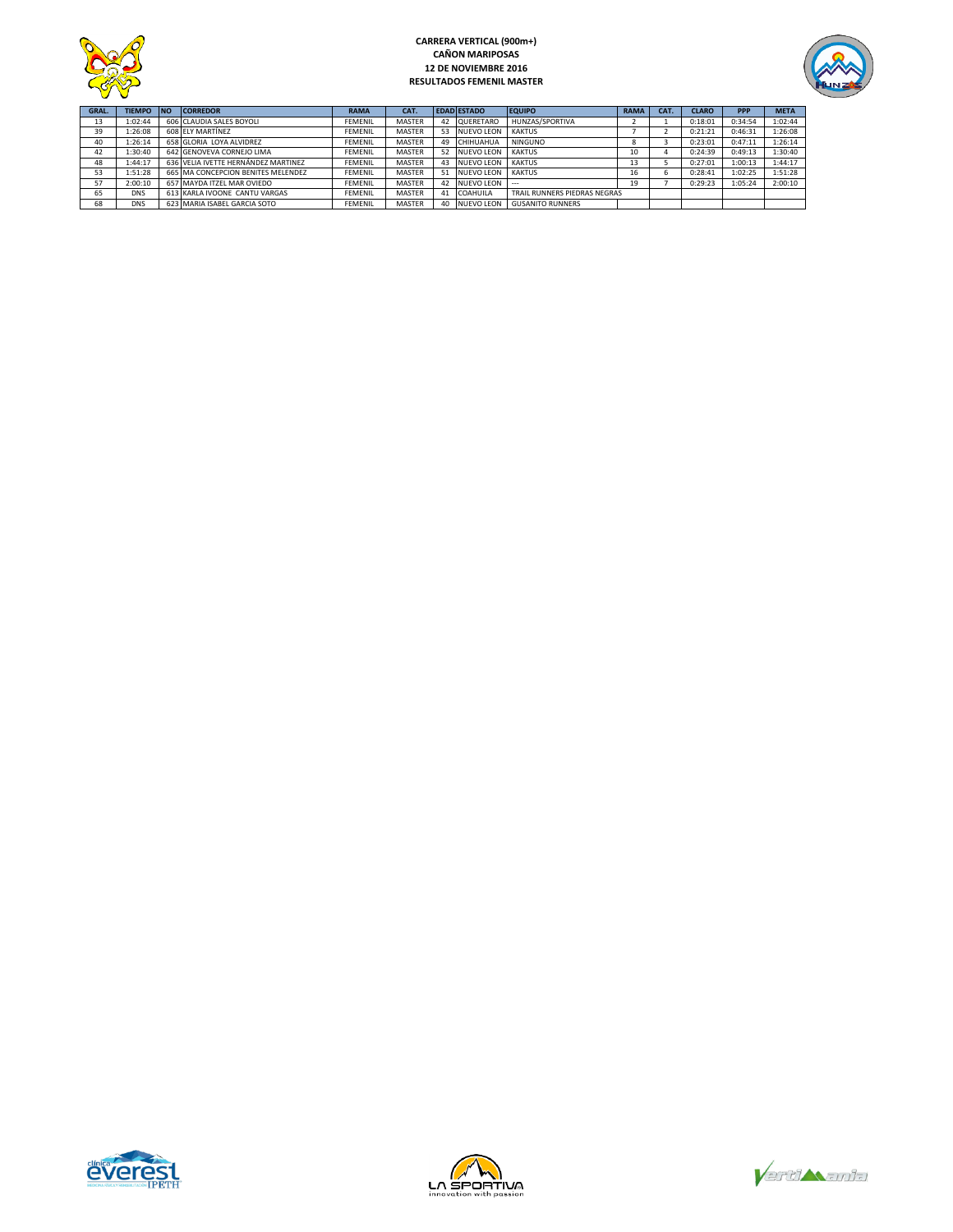**CARRERA VERTICAL (900m+)**
**CAÑON MARIPOSAS**
**12 DE NOVIEMBRE 2016**
**RESULTADOS FEMENIL MASTER**

| GRAL. | TIEMPO | NO | CORREDOR | RAMA | CAT. | EDAD | ESTADO | EQUIPO | RAMA | CAT. | CLARO | PPP | META |
|---|---|---|---|---|---|---|---|---|---|---|---|---|---|
| 13 | 1:02:44 | 606 | CLAUDIA SALES BOYOLI | FEMENIL | MASTER | 42 | QUERETARO | HUNZAS/SPORTIVA | 2 | 1 | 0:18:01 | 0:34:54 | 1:02:44 |
| 39 | 1:26:08 | 608 | ELY MARTÍNEZ | FEMENIL | MASTER | 53 | NUEVO LEON | KAKTUS | 7 | 2 | 0:21:21 | 0:46:31 | 1:26:08 |
| 40 | 1:26:14 | 658 | GLORIA LOYA ALVIDREZ | FEMENIL | MASTER | 49 | CHIHUAHUA | NINGUNO | 8 | 3 | 0:23:01 | 0:47:11 | 1:26:14 |
| 42 | 1:30:40 | 642 | GENOVEVA CORNEJO LIMA | FEMENIL | MASTER | 52 | NUEVO LEON | KAKTUS | 10 | 4 | 0:24:39 | 0:49:13 | 1:30:40 |
| 48 | 1:44:17 | 636 | VELIA IVETTE HERNÁNDEZ MARTINEZ | FEMENIL | MASTER | 43 | NUEVO LEON | KAKTUS | 13 | 5 | 0:27:01 | 1:00:13 | 1:44:17 |
| 53 | 1:51:28 | 665 | MA CONCEPCION BENITES MELENDEZ | FEMENIL | MASTER | 51 | NUEVO LEON | KAKTUS | 16 | 6 | 0:28:41 | 1:02:25 | 1:51:28 |
| 57 | 2:00:10 | 657 | MAYDA ITZEL MAR OVIEDO | FEMENIL | MASTER | 42 | NUEVO LEON | --- | 19 | 7 | 0:29:23 | 1:05:24 | 2:00:10 |
| 65 | DNS | 613 | KARLA IVOONE CANTU VARGAS | FEMENIL | MASTER | 41 | COAHUILA | TRAIL RUNNERS PIEDRAS NEGRAS | | | | | |
| 68 | DNS | 623 | MARIA ISABEL GARCIA SOTO | FEMENIL | MASTER | 40 | NUEVO LEON | GUSANITO RUNNERS | | | | | |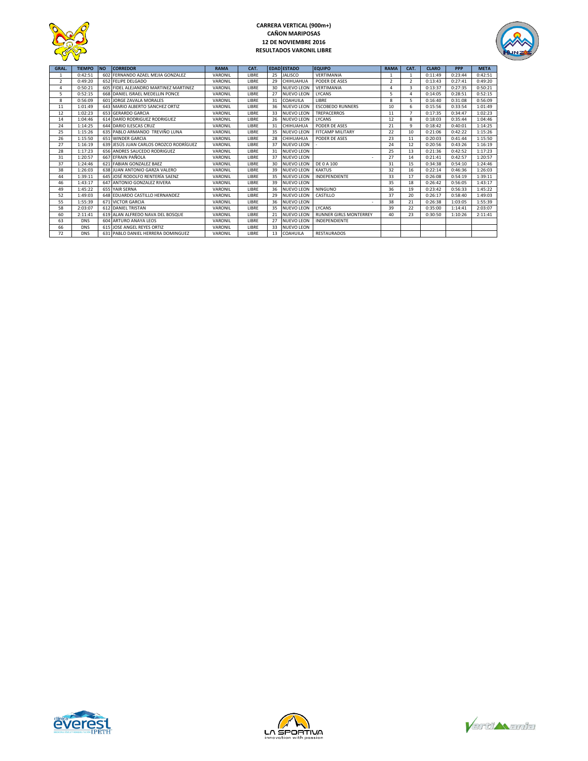**CARRERA VERTICAL (900m+)**
**CAÑON MARIPOSAS**
**12 DE NOVIEMBRE 2016**
**RESULTADOS VARONIL LIBRE**

| GRAL. | TIEMPO | NO | CORREDOR | RAMA | CAT. | EDAD | ESTADO | EQUIPO | RAMA | CAT. | CLARO | PPP | META |
|---|---|---|---|---|---|---|---|---|---|---|---|---|---|
| 1 | 0:42:51 | 602 | FERNANDO AZAEL MEJIA GONZALEZ | VARONIL | LIBRE | 25 | JALISCO | VERTIMANIA | 1 | 1 | 0:11:49 | 0:23:44 | 0:42:51 |
| 2 | 0:49:20 | 652 | FELIPE DELGADO | VARONIL | LIBRE | 29 | CHIHUAHUA | PODER DE ASES | 2 | 2 | 0:13:43 | 0:27:41 | 0:49:20 |
| 4 | 0:50:21 | 605 | FIDEL ALEJANDRO MARTINEZ MARTINEZ | VARONIL | LIBRE | 30 | NUEVO LEON | VERTIMANIA | 4 | 3 | 0:13:37 | 0:27:35 | 0:50:21 |
| 5 | 0:52:15 | 668 | DANIEL ISRAEL MEDELLIN PONCE | VARONIL | LIBRE | 27 | NUEVO LEON | LYCANS | 5 | 4 | 0:14:05 | 0:28:51 | 0:52:15 |
| 8 | 0:56:09 | 601 | JORGE ZAVALA MORALES | VARONIL | LIBRE | 31 | COAHUILA | LIBRE | 8 | 5 | 0:16:40 | 0:31:08 | 0:56:09 |
| 11 | 1:01:49 | 643 | MARIO ALBERTO SANCHEZ ORTIZ | VARONIL | LIBRE | 36 | NUEVO LEON | ESCOBEDO RUNNERS | 10 | 6 | 0:15:56 | 0:33:54 | 1:01:49 |
| 12 | 1:02:23 | 653 | GERARDO GARCIA | VARONIL | LIBRE | 33 | NUEVO LEON | TREPACERROS | 11 | 7 | 0:17:35 | 0:34:47 | 1:02:23 |
| 14 | 1:04:46 | 614 | DARÍO RODRIGUEZ RODRIGUEZ | VARONIL | LIBRE | 26 | NUEVO LEON | LYCANS | 12 | 8 | 0:18:03 | 0:35:44 | 1:04:46 |
| 24 | 1:14:25 | 644 | DARIO ILESCAS CRUZ | VARONIL | LIBRE | 31 | CHIHUAHUA | PODER DE ASES | 21 | 9 | 0:18:42 | 0:40:01 | 1:14:25 |
| 25 | 1:15:26 | 635 | PABLO ARMANDO TREVIÑO LUNA | VARONIL | LIBRE | 35 | NUEVO LEON | FITCAMP MILITARY | 22 | 10 | 0:21:06 | 0:42:22 | 1:15:26 |
| 26 | 1:15:50 | 651 | WINDER GARCIA | VARONIL | LIBRE | 28 | CHIHUAHUA | PODER DE ASES | 23 | 11 | 0:20:03 | 0:41:44 | 1:15:50 |
| 27 | 1:16:19 | 639 | JESÚS JUAN CARLOS OROZCO RODRÍGUEZ | VARONIL | LIBRE | 37 | NUEVO LEON | - | 24 | 12 | 0:20:56 | 0:43:26 | 1:16:19 |
| 28 | 1:17:23 | 656 | ANDRES SAUCEDO RODRIGUEZ | VARONIL | LIBRE | 31 | NUEVO LEON | | 25 | 13 | 0:21:36 | 0:42:52 | 1:17:23 |
| 31 | 1:20:57 | 667 | EFRAIN PAÑOLA | VARONIL | LIBRE | 37 | NUEVO LEON | - | 27 | 14 | 0:21:41 | 0:42:57 | 1:20:57 |
| 37 | 1:24:46 | 621 | FABIAN GONZALEZ BAEZ | VARONIL | LIBRE | 30 | NUEVO LEON | DE 0 A 100 | 31 | 15 | 0:34:38 | 0:54:10 | 1:24:46 |
| 38 | 1:26:03 | 638 | JUAN ANTONIO GARZA VALERO | VARONIL | LIBRE | 39 | NUEVO LEON | KAKTUS | 32 | 16 | 0:22:14 | 0:46:36 | 1:26:03 |
| 44 | 1:39:11 | 645 | JOSÉ RODOLFO RENTERÍA SAENZ | VARONIL | LIBRE | 35 | NUEVO LEON | INDEPENDIENTE | 33 | 17 | 0:26:08 | 0:54:19 | 1:39:11 |
| 46 | 1:43:17 | 647 | ANTONIO GONZALEZ RIVERA | VARONIL | LIBRE | 39 | NUEVO LEON | | 35 | 18 | 0:26:42 | 0:56:05 | 1:43:17 |
| 49 | 1:45:22 | 655 | YAIR SERNA | VARONIL | LIBRE | 36 | NUEVO LEON | NINGUNO | 36 | 19 | 0:23:42 | 0:56:33 | 1:45:22 |
| 52 | 1:49:03 | 648 | EDUARDO CASTILLO HERNANDEZ | VARONIL | LIBRE | 29 | NUEVO LEON | CASTILLO | 37 | 20 | 0:26:17 | 0:58:40 | 1:49:03 |
| 55 | 1:55:39 | 671 | VICTOR GARCIA | VARONIL | LIBRE | 36 | NUEVO LEON | - | 38 | 21 | 0:26:38 | 1:03:05 | 1:55:39 |
| 58 | 2:03:07 | 612 | DANIEL TRISTAN | VARONIL | LIBRE | 35 | NUEVO LEON | LYCANS | 39 | 22 | 0:35:00 | 1:14:41 | 2:03:07 |
| 60 | 2:11:41 | 619 | ALAN ALFREDO NAVA DEL BOSQUE | VARONIL | LIBRE | 21 | NUEVO LEON | RUNNER GIRLS MONTERREY | 40 | 23 | 0:30:50 | 1:10:26 | 2:11:41 |
| 63 | DNS | 604 | ARTURO ANAYA LEOS | VARONIL | LIBRE | 27 | NUEVO LEON | INDEPENDIENTE | | | | | |
| 66 | DNS | 615 | JOSE ANGEL REYES ORTIZ | VARONIL | LIBRE | 33 | NUEVO LEON | | | | | | |
| 72 | DNS | 631 | PABLO DANIEL HERRERA DOMINGUEZ | VARONIL | LIBRE | 13 | COAHUILA | RESTAURADOS | | | | | |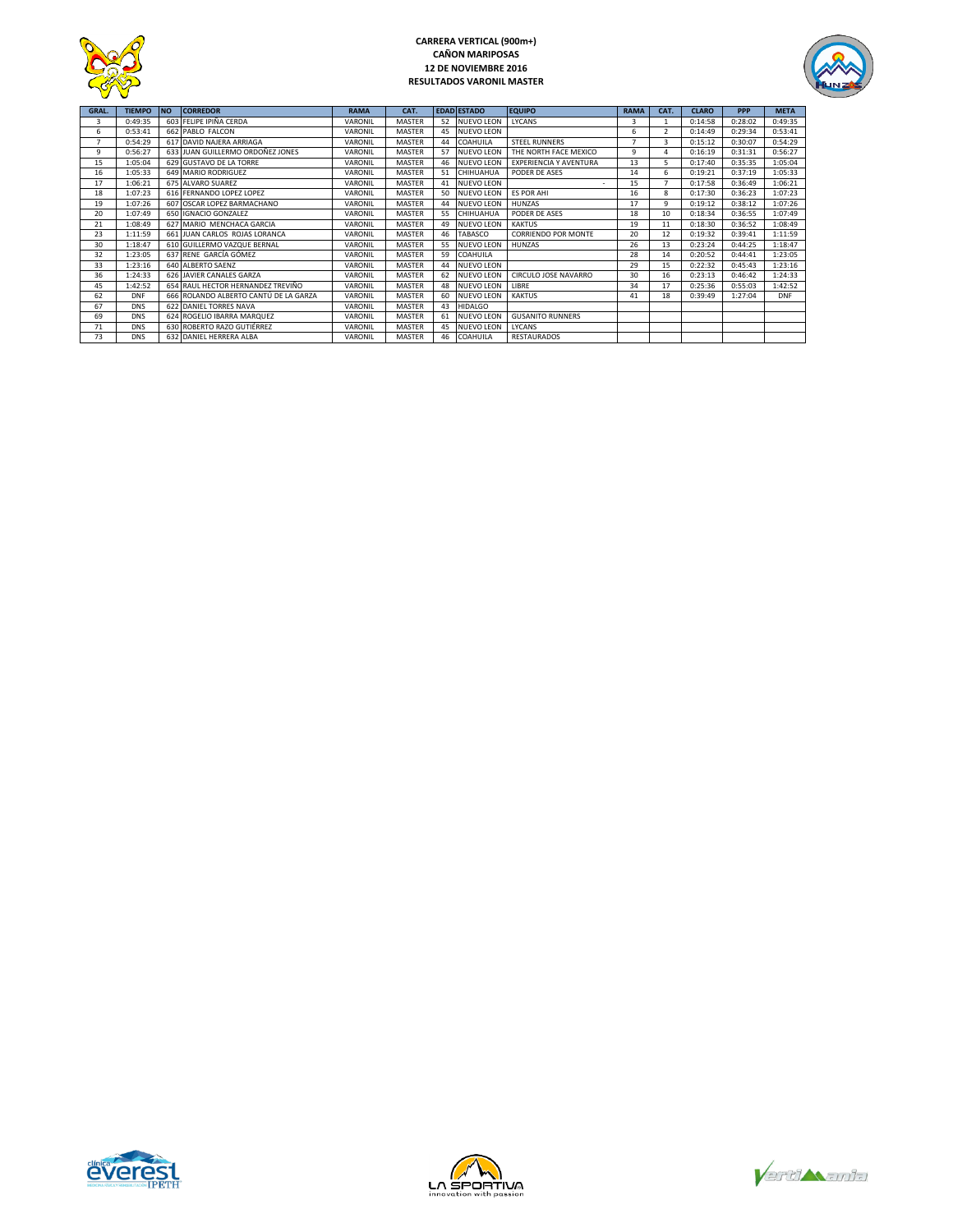**CARRERA VERTICAL (900m+)**
**CAÑON MARIPOSAS**
**12 DE NOVIEMBRE 2016**
**RESULTADOS VARONIL MASTER**

| GRAL. | TIEMPO | NO | CORREDOR | RAMA | CAT. | EDAD | ESTADO | EQUIPO | RAMA | CAT. | CLARO | PPP | META |
|---|---|---|---|---|---|---|---|---|---|---|---|---|---|
| 3 | 0:49:35 | 603 | FELIPE IPIÑA CERDA | VARONIL | MASTER | 52 | NUEVO LEON | LYCANS | 3 | 1 | 0:14:58 | 0:28:02 | 0:49:35 |
| 6 | 0:53:41 | 662 | PABLO FALCON | VARONIL | MASTER | 45 | NUEVO LEON | | 6 | 2 | 0:14:49 | 0:29:34 | 0:53:41 |
| 7 | 0:54:29 | 617 | DAVID NAJERA ARRIAGA | VARONIL | MASTER | 44 | COAHUILA | STEEL RUNNERS | 7 | 3 | 0:15:12 | 0:30:07 | 0:54:29 |
| 9 | 0:56:27 | 633 | JUAN GUILLERMO ORDOÑEZ JONES | VARONIL | MASTER | 57 | NUEVO LEON | THE NORTH FACE MEXICO | 9 | 4 | 0:16:19 | 0:31:31 | 0:56:27 |
| 15 | 1:05:04 | 629 | GUSTAVO DE LA TORRE | VARONIL | MASTER | 46 | NUEVO LEON | EXPERIENCIA Y AVENTURA | 13 | 5 | 0:17:40 | 0:35:35 | 1:05:04 |
| 16 | 1:05:33 | 649 | MARIO RODRIGUEZ | VARONIL | MASTER | 51 | CHIHUAHUA | PODER DE ASES | 14 | 6 | 0:19:21 | 0:37:19 | 1:05:33 |
| 17 | 1:06:21 | 675 | ALVARO SUAREZ | VARONIL | MASTER | 41 | NUEVO LEON | - | 15 | 7 | 0:17:58 | 0:36:49 | 1:06:21 |
| 18 | 1:07:23 | 616 | FERNANDO LOPEZ LOPEZ | VARONIL | MASTER | 50 | NUEVO LEON | ES POR AHI | 16 | 8 | 0:17:30 | 0:36:23 | 1:07:23 |
| 19 | 1:07:26 | 607 | OSCAR LOPEZ BARMACHANO | VARONIL | MASTER | 44 | NUEVO LEON | HUNZAS | 17 | 9 | 0:19:12 | 0:38:12 | 1:07:26 |
| 20 | 1:07:49 | 650 | IGNACIO GONZALEZ | VARONIL | MASTER | 55 | CHIHUAHUA | PODER DE ASES | 18 | 10 | 0:18:34 | 0:36:55 | 1:07:49 |
| 21 | 1:08:49 | 627 | MARIO MENCHACA GARCIA | VARONIL | MASTER | 49 | NUEVO LEON | KAKTUS | 19 | 11 | 0:18:30 | 0:36:52 | 1:08:49 |
| 23 | 1:11:59 | 661 | JUAN CARLOS ROJAS LORANCA | VARONIL | MASTER | 46 | TABASCO | CORRIENDO POR MONTE | 20 | 12 | 0:19:32 | 0:39:41 | 1:11:59 |
| 30 | 1:18:47 | 610 | GUILLERMO VAZQUE BERNAL | VARONIL | MASTER | 55 | NUEVO LEON | HUNZAS | 26 | 13 | 0:23:24 | 0:44:25 | 1:18:47 |
| 32 | 1:23:05 | 637 | RENE GARCÍA GÓMEZ | VARONIL | MASTER | 59 | COAHUILA | | 28 | 14 | 0:20:52 | 0:44:41 | 1:23:05 |
| 33 | 1:23:16 | 640 | ALBERTO SAENZ | VARONIL | MASTER | 44 | NUEVO LEON | | 29 | 15 | 0:22:32 | 0:45:43 | 1:23:16 |
| 36 | 1:24:33 | 626 | JAVIER CANALES GARZA | VARONIL | MASTER | 62 | NUEVO LEON | CIRCULO JOSE NAVARRO | 30 | 16 | 0:23:13 | 0:46:42 | 1:24:33 |
| 45 | 1:42:52 | 654 | RAUL HECTOR HERNANDEZ TREVIÑO | VARONIL | MASTER | 48 | NUEVO LEON | LIBRE | 34 | 17 | 0:25:36 | 0:55:03 | 1:42:52 |
| 62 | DNF | 666 | ROLANDO ALBERTO CANTÚ DE LA GARZA | VARONIL | MASTER | 60 | NUEVO LEON | KAKTUS | 41 | 18 | 0:39:49 | 1:27:04 | DNF |
| 67 | DNS | 622 | DANIEL TORRES NAVA | VARONIL | MASTER | 43 | HIDALGO | | | | | | |
| 69 | DNS | 624 | ROGELIO IBARRA MARQUEZ | VARONIL | MASTER | 61 | NUEVO LEON | GUSANITO RUNNERS | | | | | |
| 71 | DNS | 630 | ROBERTO RAZO GUTIÉRREZ | VARONIL | MASTER | 45 | NUEVO LEON | LYCANS | | | | | |
| 73 | DNS | 632 | DANIEL HERRERA ALBA | VARONIL | MASTER | 46 | COAHUILA | RESTAURADOS | | | | | |